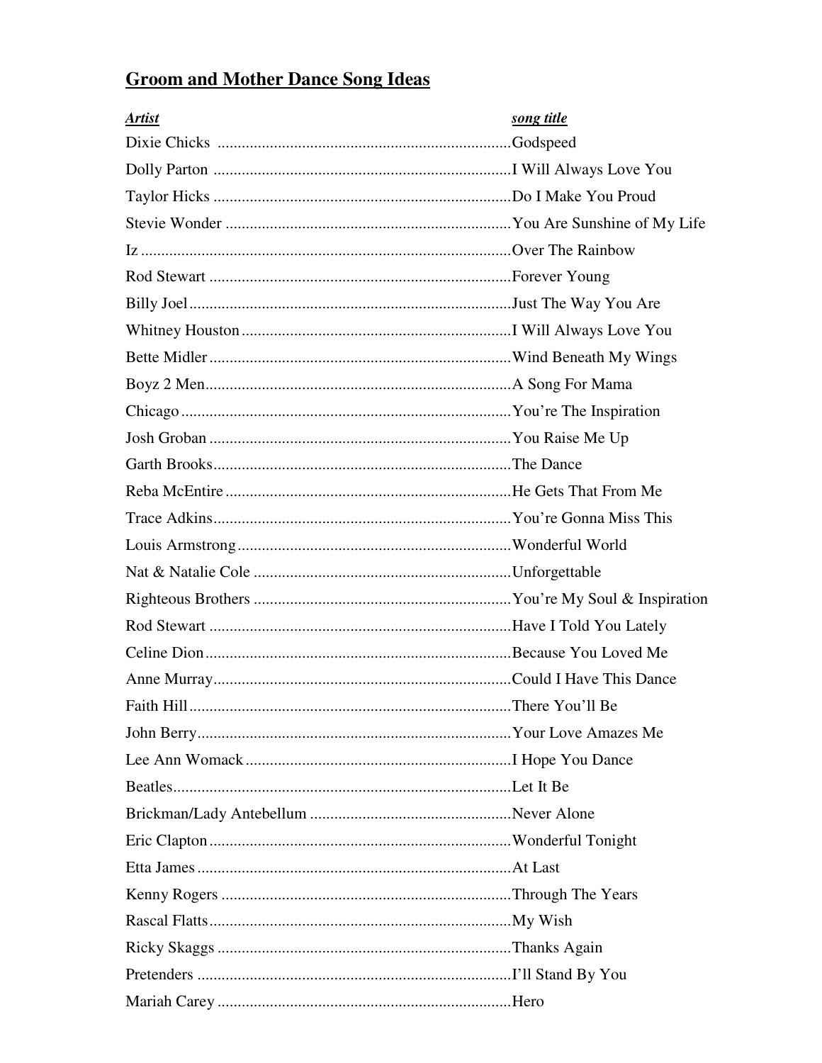## **Groom and Mother Dance Song Ideas**

| ***Artist*** | ***song title*** |
|---|---|
| Dixie Chicks | Godspeed |
| Dolly Parton | I Will Always Love You |
| Taylor Hicks | Do I Make You Proud |
| Stevie Wonder | You Are Sunshine of My Life |
| Iz | Over The Rainbow |
| Rod Stewart | Forever Young |
| Billy Joel | Just The Way You Are |
| Whitney Houston | I Will Always Love You |
| Bette Midler | Wind Beneath My Wings |
| Boyz 2 Men | A Song For Mama |
| Chicago | You're The Inspiration |
| Josh Groban | You Raise Me Up |
| Garth Brooks | The Dance |
| Reba McEntire | He Gets That From Me |
| Trace Adkins | You're Gonna Miss This |
| Louis Armstrong | Wonderful World |
| Nat & Natalie Cole | Unforgettable |
| Righteous Brothers | You're My Soul & Inspiration |
| Rod Stewart | Have I Told You Lately |
| Celine Dion | Because You Loved Me |
| Anne Murray | Could I Have This Dance |
| Faith Hill | There You'll Be |
| John Berry | Your Love Amazes Me |
| Lee Ann Womack | I Hope You Dance |
| Beatles | Let It Be |
| Brickman/Lady Antebellum | Never Alone |
| Eric Clapton | Wonderful Tonight |
| Etta James | At Last |
| Kenny Rogers | Through The Years |
| Rascal Flatts | My Wish |
| Ricky Skaggs | Thanks Again |
| Pretenders | I'll Stand By You |
| Mariah Carey | Hero |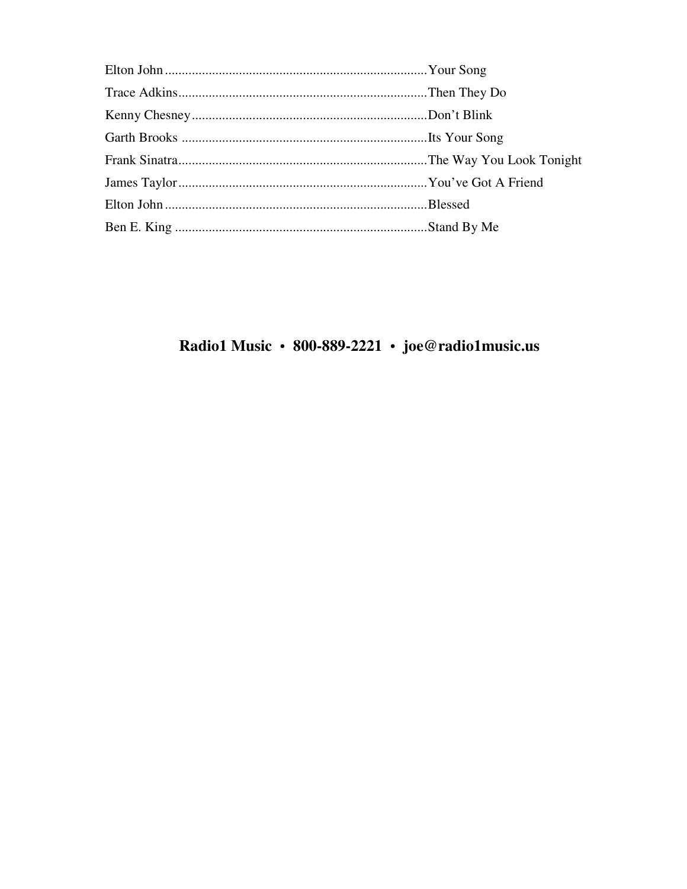Elton John ............................................................................Your Song
Trace Adkins.........................................................................Then They Do
Kenny Chesney.....................................................................Don't Blink
Garth Brooks ........................................................................Its Your Song
Frank Sinatra.........................................................................The Way You Look Tonight
James Taylor.........................................................................You've Got A Friend
Elton John ............................................................................Blessed
Ben E. King ..........................................................................Stand By Me

**Radio1 Music • 800-889-2221 • joe@radio1music.us**